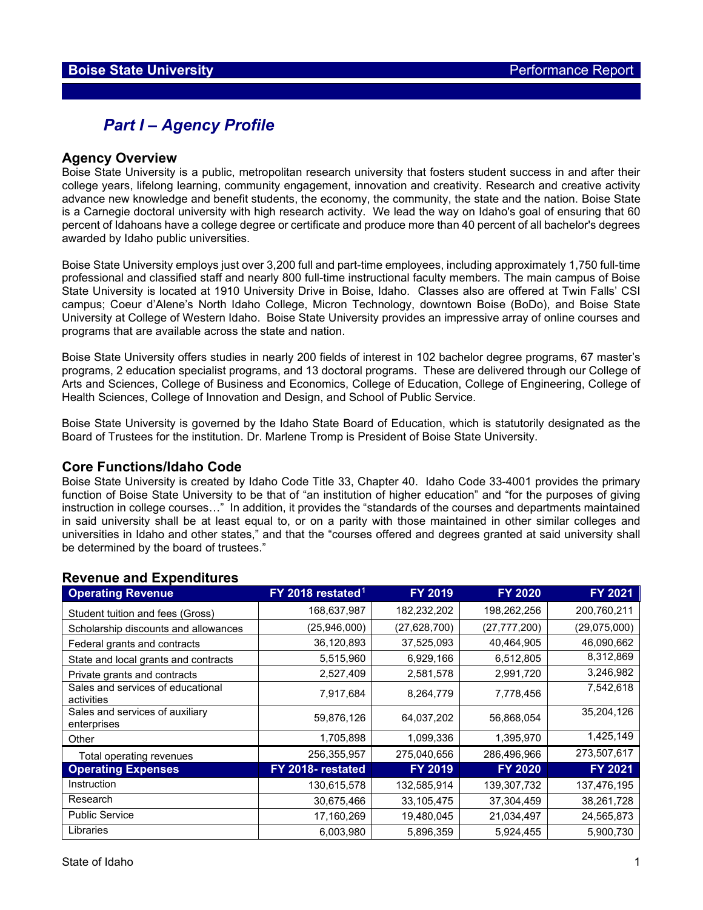## Part I – Agency Profile

### Agency Overview

Boise State University is a public, metropolitan research university that fosters student success in and after their college years, lifelong learning, community engagement, innovation and creativity. Research and creative activity advance new knowledge and benefit students, the economy, the community, the state and the nation. Boise State is a Carnegie doctoral university with high research activity. We lead the way on Idaho's goal of ensuring that 60 percent of Idahoans have a college degree or certificate and produce more than 40 percent of all bachelor's degrees awarded by Idaho public universities.

Boise State University employs just over 3,200 full and part-time employees, including approximately 1,750 full-time professional and classified staff and nearly 800 full-time instructional faculty members. The main campus of Boise State University is located at 1910 University Drive in Boise, Idaho. Classes also are offered at Twin Falls' CSI campus; Coeur d'Alene's North Idaho College, Micron Technology, downtown Boise (BoDo), and Boise State University at College of Western Idaho. Boise State University provides an impressive array of online courses and programs that are available across the state and nation.

Boise State University offers studies in nearly 200 fields of interest in 102 bachelor degree programs, 67 master's programs, 2 education specialist programs, and 13 doctoral programs. These are delivered through our College of Arts and Sciences, College of Business and Economics, College of Education, College of Engineering, College of Health Sciences, College of Innovation and Design, and School of Public Service.

Boise State University is governed by the Idaho State Board of Education, which is statutorily designated as the Board of Trustees for the institution. Dr. Marlene Tromp is President of Boise State University.

### Core Functions/Idaho Code

Boise State University is created by Idaho Code Title 33, Chapter 40. Idaho Code 33-4001 provides the primary function of Boise State University to be that of "an institution of higher education" and "for the purposes of giving instruction in college courses…" In addition, it provides the "standards of the courses and departments maintained in said university shall be at least equal to, or on a parity with those maintained in other similar colleges and universities in Idaho and other states," and that the "courses offered and degrees granted at said university shall be determined by the board of trustees."

### Revenue and Expenditures

| Operating Revenue | FY 2018 restated[1] | FY 2019 | FY 2020 | FY 2021 |
|---|---|---|---|---|
| Student tuition and fees (Gross) | 168,637,987 | 182,232,202 | 198,262,256 | 200,760,211 |
| Scholarship discounts and allowances | (25,946,000) | (27,628,700) | (27,777,200) | (29,075,000) |
| Federal grants and contracts | 36,120,893 | 37,525,093 | 40,464,905 | 46,090,662 |
| State and local grants and contracts | 5,515,960 | 6,929,166 | 6,512,805 | 8,312,869 |
| Private grants and contracts | 2,527,409 | 2,581,578 | 2,991,720 | 3,246,982 |
| Sales and services of educational activities | 7,917,684 | 8,264,779 | 7,778,456 | 7,542,618 |
| Sales and services of auxiliary enterprises | 59,876,126 | 64,037,202 | 56,868,054 | 35,204,126 |
| Other | 1,705,898 | 1,099,336 | 1,395,970 | 1,425,149 |
| Total operating revenues | 256,355,957 | 275,040,656 | 286,496,966 | 273,507,617 |
| **Operating Expenses** | **FY 2018- restated** | **FY 2019** | **FY 2020** | **FY 2021** |
| Instruction | 130,615,578 | 132,585,914 | 139,307,732 | 137,476,195 |
| Research | 30,675,466 | 33,105,475 | 37,304,459 | 38,261,728 |
| Public Service | 17,160,269 | 19,480,045 | 21,034,497 | 24,565,873 |
| Libraries | 6,003,980 | 5,896,359 | 5,924,455 | 5,900,730 |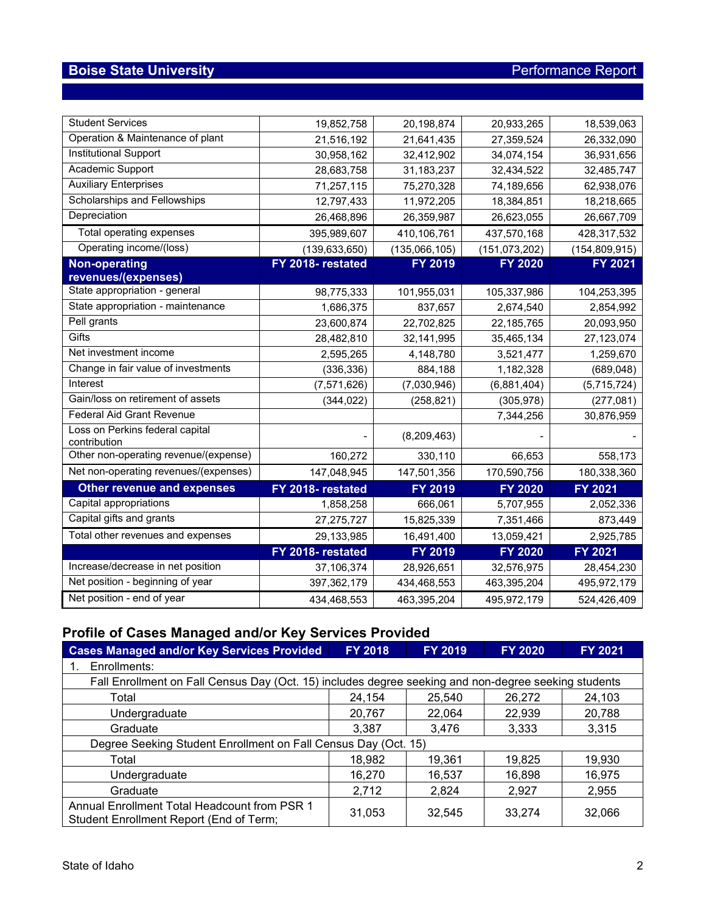| | | | | |
|---|---|---|---|---|
| Student Services | 19,852,758 | 20,198,874 | 20,933,265 | 18,539,063 |
| Operation & Maintenance of plant | 21,516,192 | 21,641,435 | 27,359,524 | 26,332,090 |
| Institutional Support | 30,958,162 | 32,412,902 | 34,074,154 | 36,931,656 |
| Academic Support | 28,683,758 | 31,183,237 | 32,434,522 | 32,485,747 |
| Auxiliary Enterprises | 71,257,115 | 75,270,328 | 74,189,656 | 62,938,076 |
| Scholarships and Fellowships | 12,797,433 | 11,972,205 | 18,384,851 | 18,218,665 |
| Depreciation | 26,468,896 | 26,359,987 | 26,623,055 | 26,667,709 |
| Total operating expenses | 395,989,607 | 410,106,761 | 437,570,168 | 428,317,532 |
| Operating income/(loss) | (139,633,650) | (135,066,105) | (151,073,202) | (154,809,915) |
| **Non-operating revenues/(expenses)** | **FY 2018- restated** | **FY 2019** | **FY 2020** | **FY 2021** |
| State appropriation - general | 98,775,333 | 101,955,031 | 105,337,986 | 104,253,395 |
| State appropriation - maintenance | 1,686,375 | 837,657 | 2,674,540 | 2,854,992 |
| Pell grants | 23,600,874 | 22,702,825 | 22,185,765 | 20,093,950 |
| Gifts | 28,482,810 | 32,141,995 | 35,465,134 | 27,123,074 |
| Net investment income | 2,595,265 | 4,148,780 | 3,521,477 | 1,259,670 |
| Change in fair value of investments | (336,336) | 884,188 | 1,182,328 | (689,048) |
| Interest | (7,571,626) | (7,030,946) | (6,881,404) | (5,715,724) |
| Gain/loss on retirement of assets | (344,022) | (258,821) | (305,978) | (277,081) |
| Federal Aid Grant Revenue | | | 7,344,256 | 30,876,959 |
| Loss on Perkins federal capital contribution | - | (8,209,463) | - | - |
| Other non-operating revenue/(expense) | 160,272 | 330,110 | 66,653 | 558,173 |
| Net non-operating revenues/(expenses) | 147,048,945 | 147,501,356 | 170,590,756 | 180,338,360 |
| **Other revenue and expenses** | **FY 2018- restated** | **FY 2019** | **FY 2020** | **FY 2021** |
| Capital appropriations | 1,858,258 | 666,061 | 5,707,955 | 2,052,336 |
| Capital gifts and grants | 27,275,727 | 15,825,339 | 7,351,466 | 873,449 |
| Total other revenues and expenses | 29,133,985 | 16,491,400 | 13,059,421 | 2,925,785 |
| | **FY 2018- restated** | **FY 2019** | **FY 2020** | **FY 2021** |
| Increase/decrease in net position | 37,106,374 | 28,926,651 | 32,576,975 | 28,454,230 |
| Net position - beginning of year | 397,362,179 | 434,468,553 | 463,395,204 | 495,972,179 |
| Net position - end of year | 434,468,553 | 463,395,204 | 495,972,179 | 524,426,409 |

## Profile of Cases Managed and/or Key Services Provided

| Cases Managed and/or Key Services Provided | FY 2018 | FY 2019 | FY 2020 | FY 2021 |
|---|---|---|---|---|
| 1. Enrollments: | | | | |
| Fall Enrollment on Fall Census Day (Oct. 15) includes degree seeking and non-degree seeking students | | | | |
| Total | 24,154 | 25,540 | 26,272 | 24,103 |
| Undergraduate | 20,767 | 22,064 | 22,939 | 20,788 |
| Graduate | 3,387 | 3,476 | 3,333 | 3,315 |
| Degree Seeking Student Enrollment on Fall Census Day (Oct. 15) | | | | |
| Total | 18,982 | 19,361 | 19,825 | 19,930 |
| Undergraduate | 16,270 | 16,537 | 16,898 | 16,975 |
| Graduate | 2,712 | 2,824 | 2,927 | 2,955 |
| Annual Enrollment Total Headcount from PSR 1 Student Enrollment Report (End of Term; | 31,053 | 32,545 | 33,274 | 32,066 |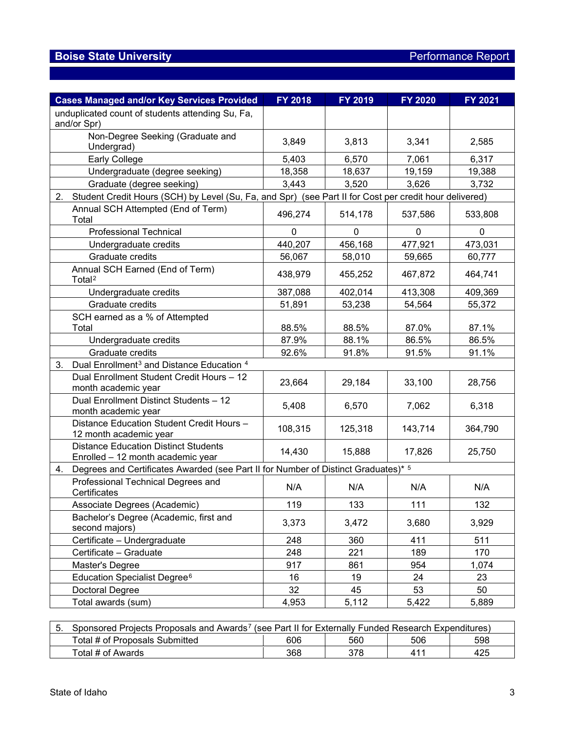## Boise State University — Performance Report

| Cases Managed and/or Key Services Provided | FY 2018 | FY 2019 | FY 2020 | FY 2021 |
|---|---|---|---|---|
| unduplicated count of students attending Su, Fa, and/or Spr) | | | | |
| Non-Degree Seeking (Graduate and Undergrad) | 3,849 | 3,813 | 3,341 | 2,585 |
| Early College | 5,403 | 6,570 | 7,061 | 6,317 |
| Undergraduate (degree seeking) | 18,358 | 18,637 | 19,159 | 19,388 |
| Graduate (degree seeking) | 3,443 | 3,520 | 3,626 | 3,732 |
| 2. Student Credit Hours (SCH) by Level (Su, Fa, and Spr) (see Part II for Cost per credit hour delivered) | | | | |
| Annual SCH Attempted (End of Term) Total | 496,274 | 514,178 | 537,586 | 533,808 |
| Professional Technical | 0 | 0 | 0 | 0 |
| Undergraduate credits | 440,207 | 456,168 | 477,921 | 473,031 |
| Graduate credits | 56,067 | 58,010 | 59,665 | 60,777 |
| Annual SCH Earned (End of Term) Total[2] | 438,979 | 455,252 | 467,872 | 464,741 |
| Undergraduate credits | 387,088 | 402,014 | 413,308 | 409,369 |
| Graduate credits | 51,891 | 53,238 | 54,564 | 55,372 |
| SCH earned as a % of Attempted Total | 88.5% | 88.5% | 87.0% | 87.1% |
| Undergraduate credits | 87.9% | 88.1% | 86.5% | 86.5% |
| Graduate credits | 92.6% | 91.8% | 91.5% | 91.1% |
| 3. Dual Enrollment[3] and Distance Education [4] | | | | |
| Dual Enrollment Student Credit Hours – 12 month academic year | 23,664 | 29,184 | 33,100 | 28,756 |
| Dual Enrollment Distinct Students – 12 month academic year | 5,408 | 6,570 | 7,062 | 6,318 |
| Distance Education Student Credit Hours – 12 month academic year | 108,315 | 125,318 | 143,714 | 364,790 |
| Distance Education Distinct Students Enrolled – 12 month academic year | 14,430 | 15,888 | 17,826 | 25,750 |
| 4. Degrees and Certificates Awarded (see Part II for Number of Distinct Graduates)* [5] | | | | |
| Professional Technical Degrees and Certificates | N/A | N/A | N/A | N/A |
| Associate Degrees (Academic) | 119 | 133 | 111 | 132 |
| Bachelor's Degree (Academic, first and second majors) | 3,373 | 3,472 | 3,680 | 3,929 |
| Certificate – Undergraduate | 248 | 360 | 411 | 511 |
| Certificate – Graduate | 248 | 221 | 189 | 170 |
| Master's Degree | 917 | 861 | 954 | 1,074 |
| Education Specialist Degree[6] | 16 | 19 | 24 | 23 |
| Doctoral Degree | 32 | 45 | 53 | 50 |
| Total awards (sum) | 4,953 | 5,112 | 5,422 | 5,889 |

| 5. Sponsored Projects Proposals and Awards[7] (see Part II for Externally Funded Research Expenditures) | | | | |
|---|---|---|---|---|
| Total # of Proposals Submitted | 606 | 560 | 506 | 598 |
| Total # of Awards | 368 | 378 | 411 | 425 |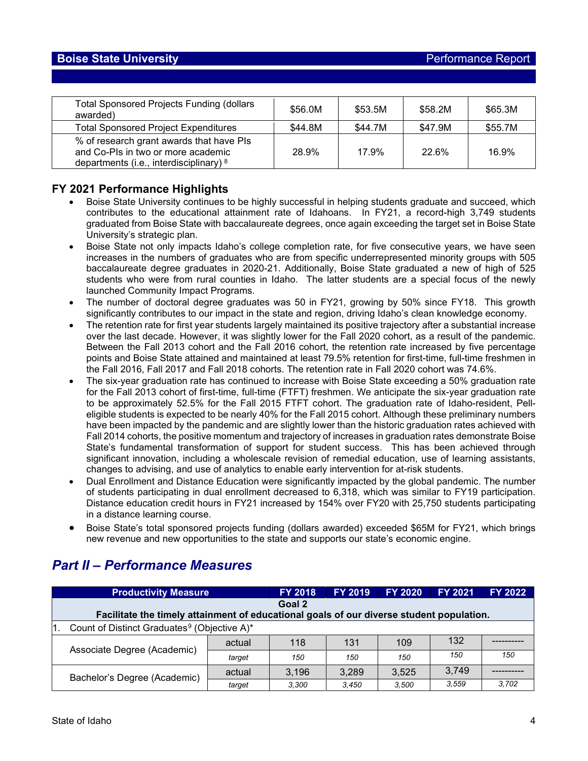| Total Sponsored Projects Funding (dollars awarded) | $56.0M | $53.5M | $58.2M | $65.3M |
|---|---|---|---|---|
| Total Sponsored Project Expenditures | $44.8M | $44.7M | $47.9M | $55.7M |
| % of research grant awards that have PIs and Co-PIs in two or more academic departments (i.e., interdisciplinary) [8] | 28.9% | 17.9% | 22.6% | 16.9% |

### FY 2021 Performance Highlights

- Boise State University continues to be highly successful in helping students graduate and succeed, which contributes to the educational attainment rate of Idahoans. In FY21, a record-high 3,749 students graduated from Boise State with baccalaureate degrees, once again exceeding the target set in Boise State University's strategic plan.
- Boise State not only impacts Idaho's college completion rate, for five consecutive years, we have seen increases in the numbers of graduates who are from specific underrepresented minority groups with 505 baccalaureate degree graduates in 2020-21. Additionally, Boise State graduated a new of high of 525 students who were from rural counties in Idaho. The latter students are a special focus of the newly launched Community Impact Programs.
- The number of doctoral degree graduates was 50 in FY21, growing by 50% since FY18. This growth significantly contributes to our impact in the state and region, driving Idaho's clean knowledge economy.
- The retention rate for first year students largely maintained its positive trajectory after a substantial increase over the last decade. However, it was slightly lower for the Fall 2020 cohort, as a result of the pandemic. Between the Fall 2013 cohort and the Fall 2016 cohort, the retention rate increased by five percentage points and Boise State attained and maintained at least 79.5% retention for first-time, full-time freshmen in the Fall 2016, Fall 2017 and Fall 2018 cohorts. The retention rate in Fall 2020 cohort was 74.6%.
- The six-year graduation rate has continued to increase with Boise State exceeding a 50% graduation rate for the Fall 2013 cohort of first-time, full-time (FTFT) freshmen. We anticipate the six-year graduation rate to be approximately 52.5% for the Fall 2015 FTFT cohort. The graduation rate of Idaho-resident, Pell-eligible students is expected to be nearly 40% for the Fall 2015 cohort. Although these preliminary numbers have been impacted by the pandemic and are slightly lower than the historic graduation rates achieved with Fall 2014 cohorts, the positive momentum and trajectory of increases in graduation rates demonstrate Boise State's fundamental transformation of support for student success. This has been achieved through significant innovation, including a wholescale revision of remedial education, use of learning assistants, changes to advising, and use of analytics to enable early intervention for at-risk students.
- Dual Enrollment and Distance Education were significantly impacted by the global pandemic. The number of students participating in dual enrollment decreased to 6,318, which was similar to FY19 participation. Distance education credit hours in FY21 increased by 154% over FY20 with 25,750 students participating in a distance learning course.
- Boise State's total sponsored projects funding (dollars awarded) exceeded $65M for FY21, which brings new revenue and new opportunities to the state and supports our state's economic engine.

## *Part II – Performance Measures*

| Productivity Measure | | FY 2018 | FY 2019 | FY 2020 | FY 2021 | FY 2022 |
|---|---|---|---|---|---|---|
| **Goal 2**<br>**Facilitate the timely attainment of educational goals of our diverse student population.** | | | | | | |
| 1. Count of Distinct Graduates[9] (Objective A)* | | | | | | |
| Associate Degree (Academic) | actual | 118 | 131 | 109 | 132 | ---------- |
| | *target* | *150* | *150* | *150* | *150* | *150* |
| Bachelor's Degree (Academic) | actual | 3,196 | 3,289 | 3,525 | 3,749 | ---------- |
| | *target* | *3,300* | *3,450* | *3,500* | *3,559* | *3,702* |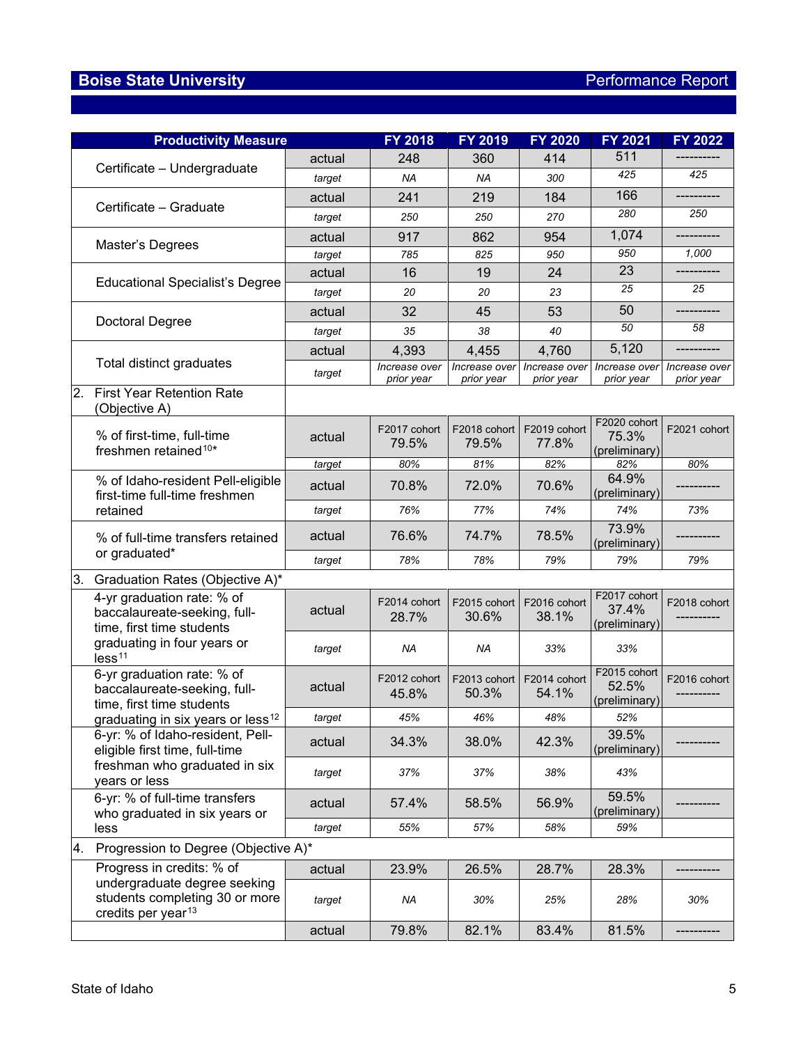## Boise State University — Performance Report

| Productivity Measure | | FY 2018 | FY 2019 | FY 2020 | FY 2021 | FY 2022 |
|---|---|---|---|---|---|---|
| Certificate – Undergraduate | actual | 248 | 360 | 414 | 511 | ---------- |
| | *target* | *NA* | *NA* | *300* | *425* | *425* |
| Certificate – Graduate | actual | 241 | 219 | 184 | 166 | ---------- |
| | *target* | *250* | *250* | *270* | *280* | *250* |
| Master's Degrees | actual | 917 | 862 | 954 | 1,074 | ---------- |
| | *target* | *785* | *825* | *950* | *950* | *1,000* |
| Educational Specialist's Degree | actual | 16 | 19 | 24 | 23 | ---------- |
| | *target* | *20* | *20* | *23* | *25* | *25* |
| Doctoral Degree | actual | 32 | 45 | 53 | 50 | ---------- |
| | *target* | *35* | *38* | *40* | *50* | *58* |
| Total distinct graduates | actual | 4,393 | 4,455 | 4,760 | 5,120 | ---------- |
| | *target* | *Increase over prior year* | *Increase over prior year* | *Increase over prior year* | *Increase over prior year* | *Increase over prior year* |
| 2. First Year Retention Rate (Objective A) | | | | | | |
| % of first-time, full-time freshmen retained[10]* | actual | F2017 cohort 79.5% | F2018 cohort 79.5% | F2019 cohort 77.8% | F2020 cohort 75.3% (preliminary) | F2021 cohort |
| | *target* | *80%* | *81%* | *82%* | *82%* | *80%* |
| % of Idaho-resident Pell-eligible first-time full-time freshmen retained | actual | 70.8% | 72.0% | 70.6% | 64.9% (preliminary) | ---------- |
| | *target* | *76%* | *77%* | *74%* | *74%* | *73%* |
| % of full-time transfers retained or graduated* | actual | 76.6% | 74.7% | 78.5% | 73.9% (preliminary) | ---------- |
| | *target* | *78%* | *78%* | *79%* | *79%* | *79%* |
| 3. Graduation Rates (Objective A)* | | | | | | |
| 4-yr graduation rate: % of baccalaureate-seeking, full-time, first time students graduating in four years or less[11] | actual | F2014 cohort 28.7% | F2015 cohort 30.6% | F2016 cohort 38.1% | F2017 cohort 37.4% (preliminary) | F2018 cohort ---------- |
| | *target* | *NA* | *NA* | *33%* | *33%* | |
| 6-yr graduation rate: % of baccalaureate-seeking, full-time, first time students graduating in six years or less[12] | actual | F2012 cohort 45.8% | F2013 cohort 50.3% | F2014 cohort 54.1% | F2015 cohort 52.5% (preliminary) | F2016 cohort ---------- |
| | *target* | *45%* | *46%* | *48%* | *52%* | |
| 6-yr: % of Idaho-resident, Pell-eligible first time, full-time freshman who graduated in six years or less | actual | 34.3% | 38.0% | 42.3% | 39.5% (preliminary) | ---------- |
| | *target* | *37%* | *37%* | *38%* | *43%* | |
| 6-yr: % of full-time transfers who graduated in six years or less | actual | 57.4% | 58.5% | 56.9% | 59.5% (preliminary) | ---------- |
| | *target* | *55%* | *57%* | *58%* | *59%* | |
| 4. Progression to Degree (Objective A)* | | | | | | |
| Progress in credits: % of undergraduate degree seeking students completing 30 or more credits per year[13] | actual | 23.9% | 26.5% | 28.7% | 28.3% | ---------- |
| | *target* | *NA* | *30%* | *25%* | *28%* | *30%* |
| | actual | 79.8% | 82.1% | 83.4% | 81.5% | ---------- |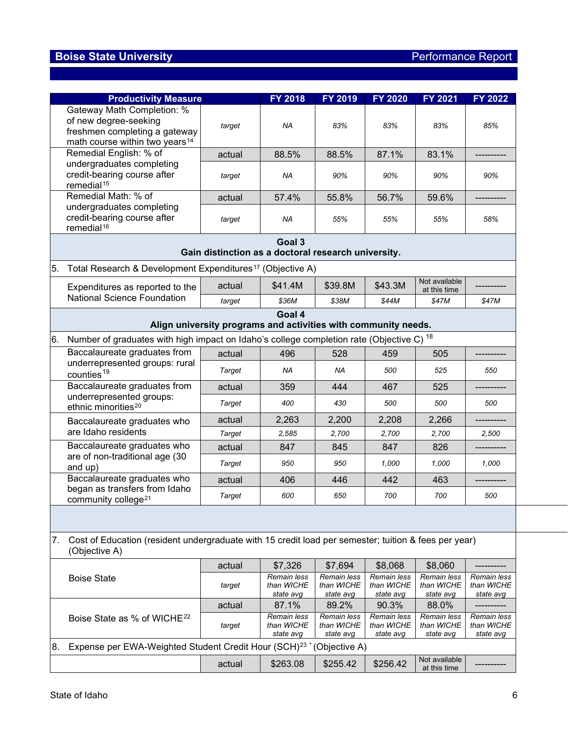## Boise State University — Performance Report

| Productivity Measure | | FY 2018 | FY 2019 | FY 2020 | FY 2021 | FY 2022 |
|---|---|---|---|---|---|---|
| Gateway Math Completion: % of new degree-seeking freshmen completing a gateway math course within two years[14] | *target* | *NA* | *83%* | *83%* | *83%* | *85%* |
| Remedial English: % of undergraduates completing credit-bearing course after remedial[15] | actual | 88.5% | 88.5% | 87.1% | 83.1% | ---------- |
| | *target* | *NA* | *90%* | *90%* | *90%* | *90%* |
| Remedial Math: % of undergraduates completing credit-bearing course after remedial[16] | actual | 57.4% | 55.8% | 56.7% | 59.6% | ---------- |
| | *target* | *NA* | *55%* | *55%* | *55%* | *58%* |
| **Goal 3 — Gain distinction as a doctoral research university.** | | | | | | |
| 5. Total Research & Development Expenditures[17] (Objective A) | | | | | | |
| Expenditures as reported to the National Science Foundation | actual | $41.4M | $39.8M | $43.3M | Not available at this time | ---------- |
| | *target* | *$36M* | *$38M* | *$44M* | *$47M* | *$47M* |
| **Goal 4 — Align university programs and activities with community needs.** | | | | | | |
| 6. Number of graduates with high impact on Idaho's college completion rate (Objective C)[18] | | | | | | |
| Baccalaureate graduates from underrepresented groups: rural counties[19] | actual | 496 | 528 | 459 | 505 | ---------- |
| | *Target* | *NA* | *NA* | *500* | *525* | *550* |
| Baccalaureate graduates from underrepresented groups: ethnic minorities[20] | actual | 359 | 444 | 467 | 525 | ---------- |
| | *Target* | *400* | *430* | *500* | *500* | *500* |
| Baccalaureate graduates who are Idaho residents | actual | 2,263 | 2,200 | 2,208 | 2,266 | ---------- |
| | *Target* | *2,585* | *2,700* | *2,700* | *2,700* | *2,500* |
| Baccalaureate graduates who are of non-traditional age (30 and up) | actual | 847 | 845 | 847 | 826 | ---------- |
| | *Target* | *950* | *950* | *1,000* | *1,000* | *1,000* |
| Baccalaureate graduates who began as transfers from Idaho community college[21] | actual | 406 | 446 | 442 | 463 | ---------- |
| | *Target* | *600* | *650* | *700* | *700* | *500* |
| 7. Cost of Education (resident undergraduate with 15 credit load per semester; tuition & fees per year) (Objective A) | | | | | | |
| Boise State | actual | $7,326 | $7,694 | $8,068 | $8,060 | ---------- |
| | *target* | *Remain less than WICHE state avg* | *Remain less than WICHE state avg* | *Remain less than WICHE state avg* | *Remain less than WICHE state avg* | *Remain less than WICHE state avg* |
| Boise State as % of WICHE[22] | actual | 87.1% | 89.2% | 90.3% | 88.0% | ---------- |
| | *target* | *Remain less than WICHE state avg* | *Remain less than WICHE state avg* | *Remain less than WICHE state avg* | *Remain less than WICHE state avg* | *Remain less than WICHE state avg* |
| 8. Expense per EWA-Weighted Student Credit Hour (SCH)[23 *] (Objective A) | | | | | | |
| | actual | $263.08 | $255.42 | $256.42 | Not available at this time | ---------- |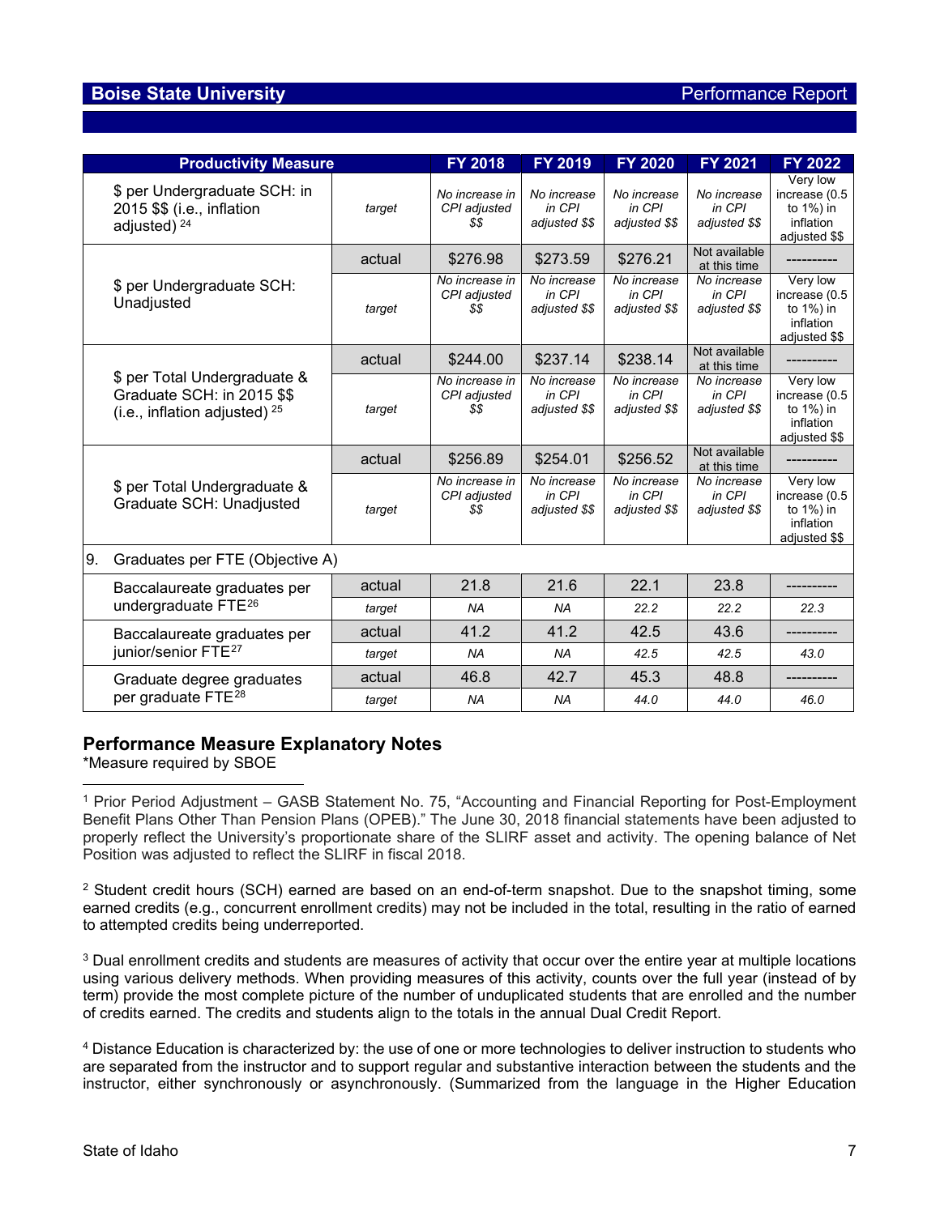## Boise State University — Performance Report

| Productivity Measure | | FY 2018 | FY 2019 | FY 2020 | FY 2021 | FY 2022 |
|---|---|---|---|---|---|---|
| $ per Undergraduate SCH: in 2015 $$ (i.e., inflation adjusted) [24] | *target* | *No increase in CPI adjusted $$* | *No increase in CPI adjusted $$* | *No increase in CPI adjusted $$* | *No increase in CPI adjusted $$* | Very low increase (0.5 to 1%) in inflation adjusted $$ |
| $ per Undergraduate SCH: Unadjusted | actual | $276.98 | $273.59 | $276.21 | Not available at this time | ---------- |
| | *target* | *No increase in CPI adjusted $$* | *No increase in CPI adjusted $$* | *No increase in CPI adjusted $$* | *No increase in CPI adjusted $$* | Very low increase (0.5 to 1%) in inflation adjusted $$ |
| $ per Total Undergraduate & Graduate SCH: in 2015 $$ (i.e., inflation adjusted) [25] | actual | $244.00 | $237.14 | $238.14 | Not available at this time | ---------- |
| | *target* | *No increase in CPI adjusted $$* | *No increase in CPI adjusted $$* | *No increase in CPI adjusted $$* | *No increase in CPI adjusted $$* | Very low increase (0.5 to 1%) in inflation adjusted $$ |
| $ per Total Undergraduate & Graduate SCH: Unadjusted | actual | $256.89 | $254.01 | $256.52 | Not available at this time | ---------- |
| | *target* | *No increase in CPI adjusted $$* | *No increase in CPI adjusted $$* | *No increase in CPI adjusted $$* | *No increase in CPI adjusted $$* | Very low increase (0.5 to 1%) in inflation adjusted $$ |
| 9. Graduates per FTE (Objective A) | | | | | | |
| Baccalaureate graduates per undergraduate FTE[26] | actual | 21.8 | 21.6 | 22.1 | 23.8 | ---------- |
| | *target* | *NA* | *NA* | *22.2* | *22.2* | *22.3* |
| Baccalaureate graduates per junior/senior FTE[27] | actual | 41.2 | 41.2 | 42.5 | 43.6 | ---------- |
| | *target* | *NA* | *NA* | *42.5* | *42.5* | *43.0* |
| Graduate degree graduates per graduate FTE[28] | actual | 46.8 | 42.7 | 45.3 | 48.8 | ---------- |
| | *target* | *NA* | *NA* | *44.0* | *44.0* | *46.0* |

### Performance Measure Explanatory Notes

*Measure required by SBOE

[1] Prior Period Adjustment – GASB Statement No. 75, "Accounting and Financial Reporting for Post-Employment Benefit Plans Other Than Pension Plans (OPEB)." The June 30, 2018 financial statements have been adjusted to properly reflect the University's proportionate share of the SLIRF asset and activity. The opening balance of Net Position was adjusted to reflect the SLIRF in fiscal 2018.

[2] Student credit hours (SCH) earned are based on an end-of-term snapshot. Due to the snapshot timing, some earned credits (e.g., concurrent enrollment credits) may not be included in the total, resulting in the ratio of earned to attempted credits being underreported.

[3] Dual enrollment credits and students are measures of activity that occur over the entire year at multiple locations using various delivery methods. When providing measures of this activity, counts over the full year (instead of by term) provide the most complete picture of the number of unduplicated students that are enrolled and the number of credits earned. The credits and students align to the totals in the annual Dual Credit Report.

[4] Distance Education is characterized by: the use of one or more technologies to deliver instruction to students who are separated from the instructor and to support regular and substantive interaction between the students and the instructor, either synchronously or asynchronously. (Summarized from the language in the Higher Education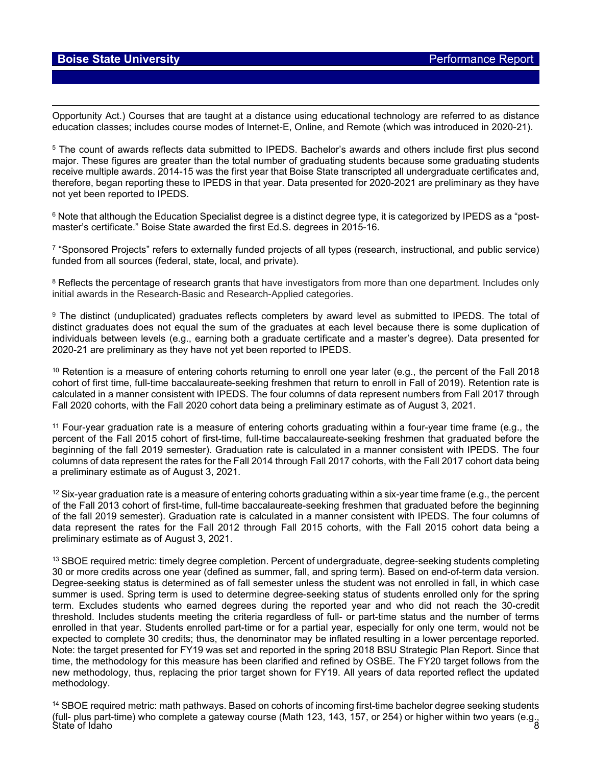Opportunity Act.) Courses that are taught at a distance using educational technology are referred to as distance education classes; includes course modes of Internet-E, Online, and Remote (which was introduced in 2020-21).

[5] The count of awards reflects data submitted to IPEDS. Bachelor's awards and others include first plus second major. These figures are greater than the total number of graduating students because some graduating students receive multiple awards. 2014-15 was the first year that Boise State transcripted all undergraduate certificates and, therefore, began reporting these to IPEDS in that year. Data presented for 2020-2021 are preliminary as they have not yet been reported to IPEDS.

[6] Note that although the Education Specialist degree is a distinct degree type, it is categorized by IPEDS as a "post-master's certificate." Boise State awarded the first Ed.S. degrees in 2015-16.

[7] "Sponsored Projects" refers to externally funded projects of all types (research, instructional, and public service) funded from all sources (federal, state, local, and private).

[8] Reflects the percentage of research grants that have investigators from more than one department. Includes only initial awards in the Research-Basic and Research-Applied categories.

[9] The distinct (unduplicated) graduates reflects completers by award level as submitted to IPEDS. The total of distinct graduates does not equal the sum of the graduates at each level because there is some duplication of individuals between levels (e.g., earning both a graduate certificate and a master's degree). Data presented for 2020-21 are preliminary as they have not yet been reported to IPEDS.

[10] Retention is a measure of entering cohorts returning to enroll one year later (e.g., the percent of the Fall 2018 cohort of first time, full-time baccalaureate-seeking freshmen that return to enroll in Fall of 2019). Retention rate is calculated in a manner consistent with IPEDS. The four columns of data represent numbers from Fall 2017 through Fall 2020 cohorts, with the Fall 2020 cohort data being a preliminary estimate as of August 3, 2021.

[11] Four-year graduation rate is a measure of entering cohorts graduating within a four-year time frame (e.g., the percent of the Fall 2015 cohort of first-time, full-time baccalaureate-seeking freshmen that graduated before the beginning of the fall 2019 semester). Graduation rate is calculated in a manner consistent with IPEDS. The four columns of data represent the rates for the Fall 2014 through Fall 2017 cohorts, with the Fall 2017 cohort data being a preliminary estimate as of August 3, 2021.

[12] Six-year graduation rate is a measure of entering cohorts graduating within a six-year time frame (e.g., the percent of the Fall 2013 cohort of first-time, full-time baccalaureate-seeking freshmen that graduated before the beginning of the fall 2019 semester). Graduation rate is calculated in a manner consistent with IPEDS. The four columns of data represent the rates for the Fall 2012 through Fall 2015 cohorts, with the Fall 2015 cohort data being a preliminary estimate as of August 3, 2021.

[13] SBOE required metric: timely degree completion. Percent of undergraduate, degree-seeking students completing 30 or more credits across one year (defined as summer, fall, and spring term). Based on end-of-term data version. Degree-seeking status is determined as of fall semester unless the student was not enrolled in fall, in which case summer is used. Spring term is used to determine degree-seeking status of students enrolled only for the spring term. Excludes students who earned degrees during the reported year and who did not reach the 30-credit threshold. Includes students meeting the criteria regardless of full- or part-time status and the number of terms enrolled in that year. Students enrolled part-time or for a partial year, especially for only one term, would not be expected to complete 30 credits; thus, the denominator may be inflated resulting in a lower percentage reported. Note: the target presented for FY19 was set and reported in the spring 2018 BSU Strategic Plan Report. Since that time, the methodology for this measure has been clarified and refined by OSBE. The FY20 target follows from the new methodology, thus, replacing the prior target shown for FY19. All years of data reported reflect the updated methodology.

[14] SBOE required metric: math pathways. Based on cohorts of incoming first-time bachelor degree seeking students (full- plus part-time) who complete a gateway course (Math 123, 143, 157, or 254) or higher within two years (e.g.,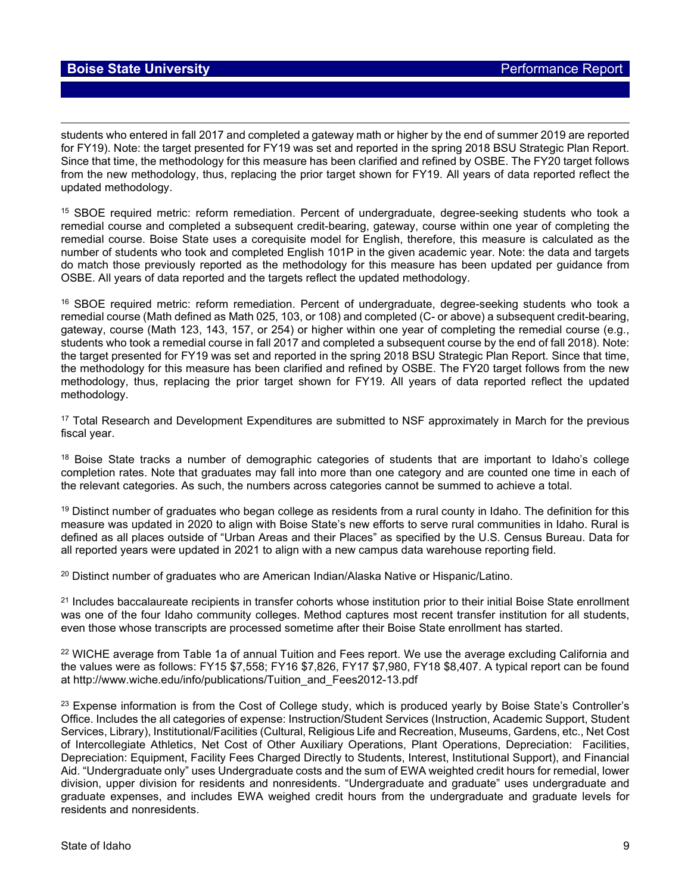students who entered in fall 2017 and completed a gateway math or higher by the end of summer 2019 are reported for FY19). Note: the target presented for FY19 was set and reported in the spring 2018 BSU Strategic Plan Report. Since that time, the methodology for this measure has been clarified and refined by OSBE. The FY20 target follows from the new methodology, thus, replacing the prior target shown for FY19. All years of data reported reflect the updated methodology.

[15] SBOE required metric: reform remediation. Percent of undergraduate, degree-seeking students who took a remedial course and completed a subsequent credit-bearing, gateway, course within one year of completing the remedial course. Boise State uses a corequisite model for English, therefore, this measure is calculated as the number of students who took and completed English 101P in the given academic year. Note: the data and targets do match those previously reported as the methodology for this measure has been updated per guidance from OSBE. All years of data reported and the targets reflect the updated methodology.

[16] SBOE required metric: reform remediation. Percent of undergraduate, degree-seeking students who took a remedial course (Math defined as Math 025, 103, or 108) and completed (C- or above) a subsequent credit-bearing, gateway, course (Math 123, 143, 157, or 254) or higher within one year of completing the remedial course (e.g., students who took a remedial course in fall 2017 and completed a subsequent course by the end of fall 2018). Note: the target presented for FY19 was set and reported in the spring 2018 BSU Strategic Plan Report. Since that time, the methodology for this measure has been clarified and refined by OSBE. The FY20 target follows from the new methodology, thus, replacing the prior target shown for FY19. All years of data reported reflect the updated methodology.

[17] Total Research and Development Expenditures are submitted to NSF approximately in March for the previous fiscal year.

[18] Boise State tracks a number of demographic categories of students that are important to Idaho's college completion rates. Note that graduates may fall into more than one category and are counted one time in each of the relevant categories. As such, the numbers across categories cannot be summed to achieve a total.

[19] Distinct number of graduates who began college as residents from a rural county in Idaho. The definition for this measure was updated in 2020 to align with Boise State's new efforts to serve rural communities in Idaho. Rural is defined as all places outside of "Urban Areas and their Places" as specified by the U.S. Census Bureau. Data for all reported years were updated in 2021 to align with a new campus data warehouse reporting field.

[20] Distinct number of graduates who are American Indian/Alaska Native or Hispanic/Latino.

[21] Includes baccalaureate recipients in transfer cohorts whose institution prior to their initial Boise State enrollment was one of the four Idaho community colleges. Method captures most recent transfer institution for all students, even those whose transcripts are processed sometime after their Boise State enrollment has started.

[22] WICHE average from Table 1a of annual Tuition and Fees report. We use the average excluding California and the values were as follows: FY15 $7,558; FY16 $7,826, FY17 $7,980, FY18 $8,407. A typical report can be found at http://www.wiche.edu/info/publications/Tuition_and_Fees2012-13.pdf

[23] Expense information is from the Cost of College study, which is produced yearly by Boise State's Controller's Office. Includes the all categories of expense: Instruction/Student Services (Instruction, Academic Support, Student Services, Library), Institutional/Facilities (Cultural, Religious Life and Recreation, Museums, Gardens, etc., Net Cost of Intercollegiate Athletics, Net Cost of Other Auxiliary Operations, Plant Operations, Depreciation: Facilities, Depreciation: Equipment, Facility Fees Charged Directly to Students, Interest, Institutional Support), and Financial Aid. "Undergraduate only" uses Undergraduate costs and the sum of EWA weighted credit hours for remedial, lower division, upper division for residents and nonresidents. "Undergraduate and graduate" uses undergraduate and graduate expenses, and includes EWA weighed credit hours from the undergraduate and graduate levels for residents and nonresidents.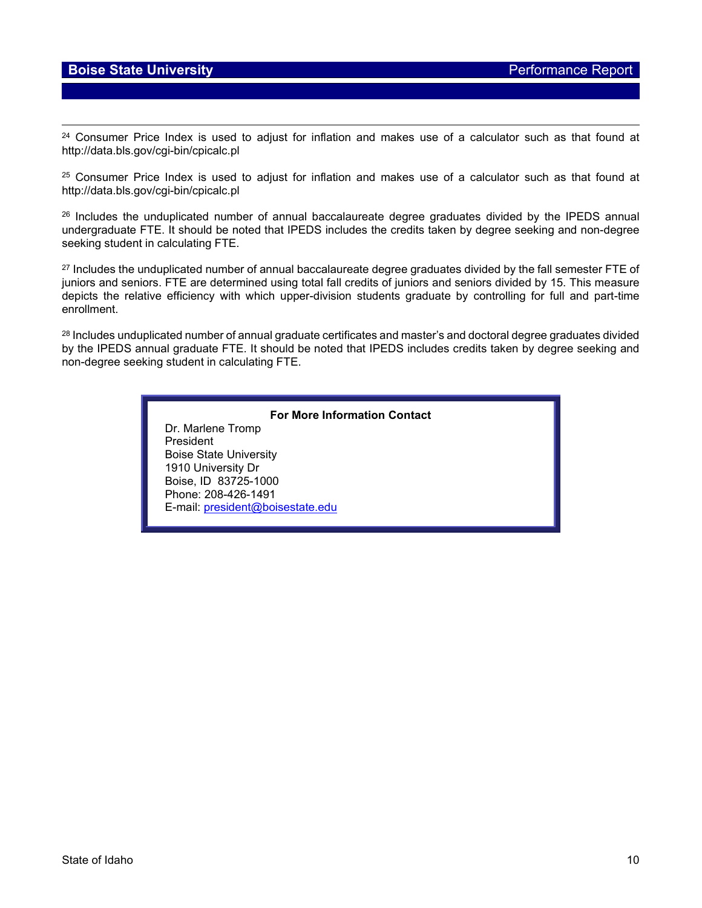[24] Consumer Price Index is used to adjust for inflation and makes use of a calculator such as that found at http://data.bls.gov/cgi-bin/cpicalc.pl

[25] Consumer Price Index is used to adjust for inflation and makes use of a calculator such as that found at http://data.bls.gov/cgi-bin/cpicalc.pl

[26] Includes the unduplicated number of annual baccalaureate degree graduates divided by the IPEDS annual undergraduate FTE. It should be noted that IPEDS includes the credits taken by degree seeking and non-degree seeking student in calculating FTE.

[27] Includes the unduplicated number of annual baccalaureate degree graduates divided by the fall semester FTE of juniors and seniors. FTE are determined using total fall credits of juniors and seniors divided by 15. This measure depicts the relative efficiency with which upper-division students graduate by controlling for full and part-time enrollment.

[28] Includes unduplicated number of annual graduate certificates and master's and doctoral degree graduates divided by the IPEDS annual graduate FTE. It should be noted that IPEDS includes credits taken by degree seeking and non-degree seeking student in calculating FTE.

**For More Information Contact**

Dr. Marlene Tromp
President
Boise State University
1910 University Dr
Boise, ID 83725-1000
Phone: 208-426-1491
E-mail: president@boisestate.edu